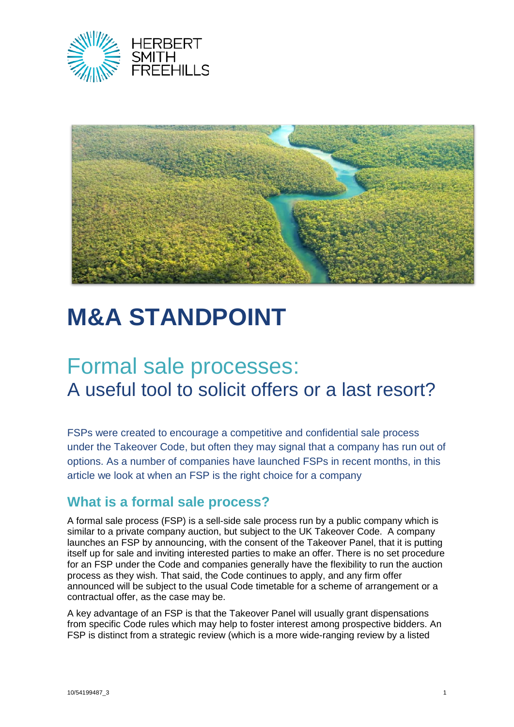HERBERT SMITH FREEHILLS

# M&A STANDPOINT

## Formal sale processes: A useful tool to solicit offers or a last resort?

FSPs were created to encourage a competitive and confidential sale process under the Takeover Code, but often they may signal that a company has run out of options. As a number of companies have launched FSPs in recent months, in this article we look at when an FSP is the right choice for a company

### What is a formal sale process?

A formal sale process (FSP) is a sell-side sale process run by a public company which is similar to a private company auction, but subject to the UK Takeover Code. A company launches an FSP by announcing, with the consent of the Takeover Panel, that it is putting itself up for sale and inviting interested parties to make an offer. There is no set procedure for an FSP under the Code and companies generally have the flexibility to run the auction process as they wish. That said, the Code continues to apply, and any firm offer announced will be subject to the usual Code timetable for a scheme of arrangement or a contractual offer, as the case may be.

A key advantage of an FSP is that the Takeover Panel will usually grant dispensations from specific Code rules which may help to foster interest among prospective bidders. An FSP is distinct from a strategic review (which is a more wide-ranging review by a listed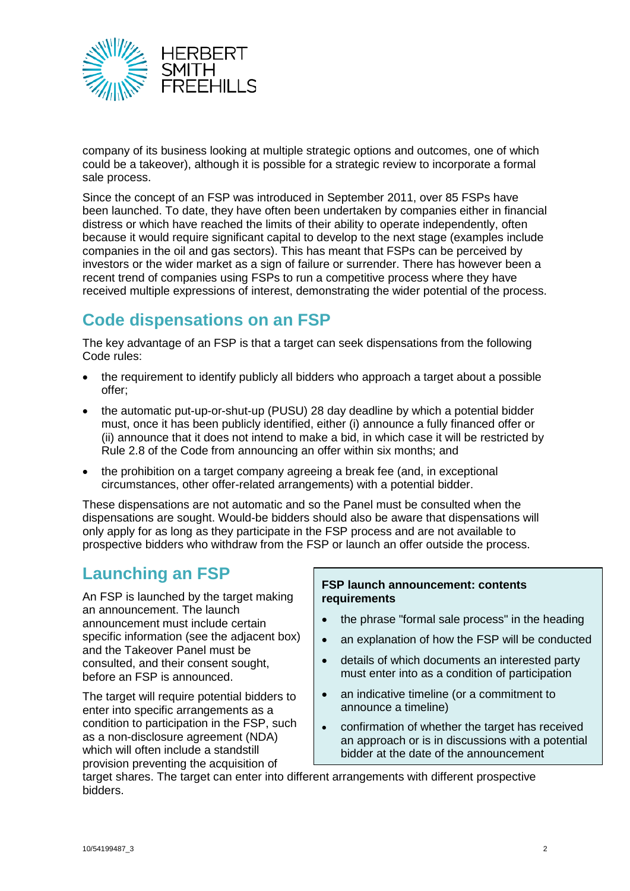company of its business looking at multiple strategic options and outcomes, one of which could be a takeover), although it is possible for a strategic review to incorporate a formal sale process.

Since the concept of an FSP was introduced in September 2011, over 85 FSPs have been launched. To date, they have often been undertaken by companies either in financial distress or which have reached the limits of their ability to operate independently, often because it would require significant capital to develop to the next stage (examples include companies in the oil and gas sectors). This has meant that FSPs can be perceived by investors or the wider market as a sign of failure or surrender. There has however been a recent trend of companies using FSPs to run a competitive process where they have received multiple expressions of interest, demonstrating the wider potential of the process.

## Code dispensations on an FSP

The key advantage of an FSP is that a target can seek dispensations from the following Code rules:

- the requirement to identify publicly all bidders who approach a target about a possible offer;
- the automatic put-up-or-shut-up (PUSU) 28 day deadline by which a potential bidder must, once it has been publicly identified, either (i) announce a fully financed offer or (ii) announce that it does not intend to make a bid, in which case it will be restricted by Rule 2.8 of the Code from announcing an offer within six months; and
- the prohibition on a target company agreeing a break fee (and, in exceptional circumstances, other offer-related arrangements) with a potential bidder.

These dispensations are not automatic and so the Panel must be consulted when the dispensations are sought. Would-be bidders should also be aware that dispensations will only apply for as long as they participate in the FSP process and are not available to prospective bidders who withdraw from the FSP or launch an offer outside the process.

## Launching an FSP

An FSP is launched by the target making an announcement. The launch announcement must include certain specific information (see the adjacent box) and the Takeover Panel must be consulted, and their consent sought, before an FSP is announced.

The target will require potential bidders to enter into specific arrangements as a condition to participation in the FSP, such as a non-disclosure agreement (NDA) which will often include a standstill provision preventing the acquisition of target shares. The target can enter into different arrangements with different prospective bidders.

**FSP launch announcement: contents requirements**

- the phrase "formal sale process" in the heading
- an explanation of how the FSP will be conducted
- details of which documents an interested party must enter into as a condition of participation
- an indicative timeline (or a commitment to announce a timeline)
- confirmation of whether the target has received an approach or is in discussions with a potential bidder at the date of the announcement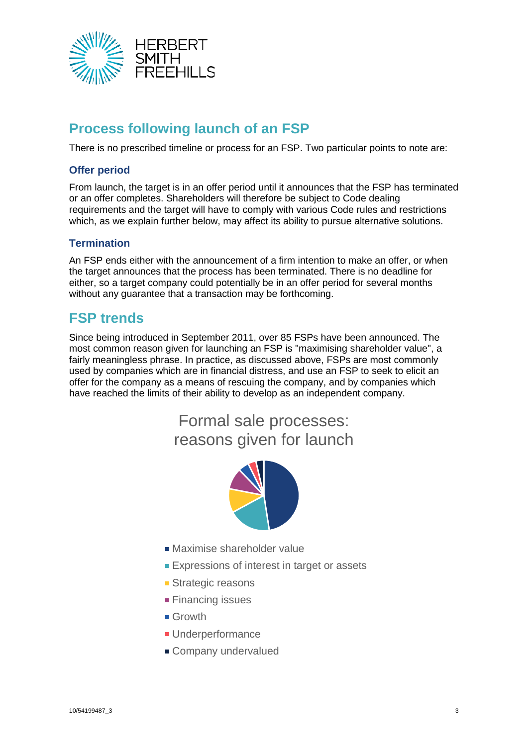## Process following launch of an FSP

There is no prescribed timeline or process for an FSP. Two particular points to note are:

### Offer period

From launch, the target is in an offer period until it announces that the FSP has terminated or an offer completes. Shareholders will therefore be subject to Code dealing requirements and the target will have to comply with various Code rules and restrictions which, as we explain further below, may affect its ability to pursue alternative solutions.

### Termination

An FSP ends either with the announcement of a firm intention to make an offer, or when the target announces that the process has been terminated. There is no deadline for either, so a target company could potentially be in an offer period for several months without any guarantee that a transaction may be forthcoming.

## FSP trends

Since being introduced in September 2011, over 85 FSPs have been announced. The most common reason given for launching an FSP is "maximising shareholder value", a fairly meaningless phrase. In practice, as discussed above, FSPs are most commonly used by companies which are in financial distress, and use an FSP to seek to elicit an offer for the company as a means of rescuing the company, and by companies which have reached the limits of their ability to develop as an independent company.

Formal sale processes: reasons given for launch

- Maximise shareholder value
- Expressions of interest in target or assets
- Strategic reasons
- Financing issues
- Growth
- Underperformance
- Company undervalued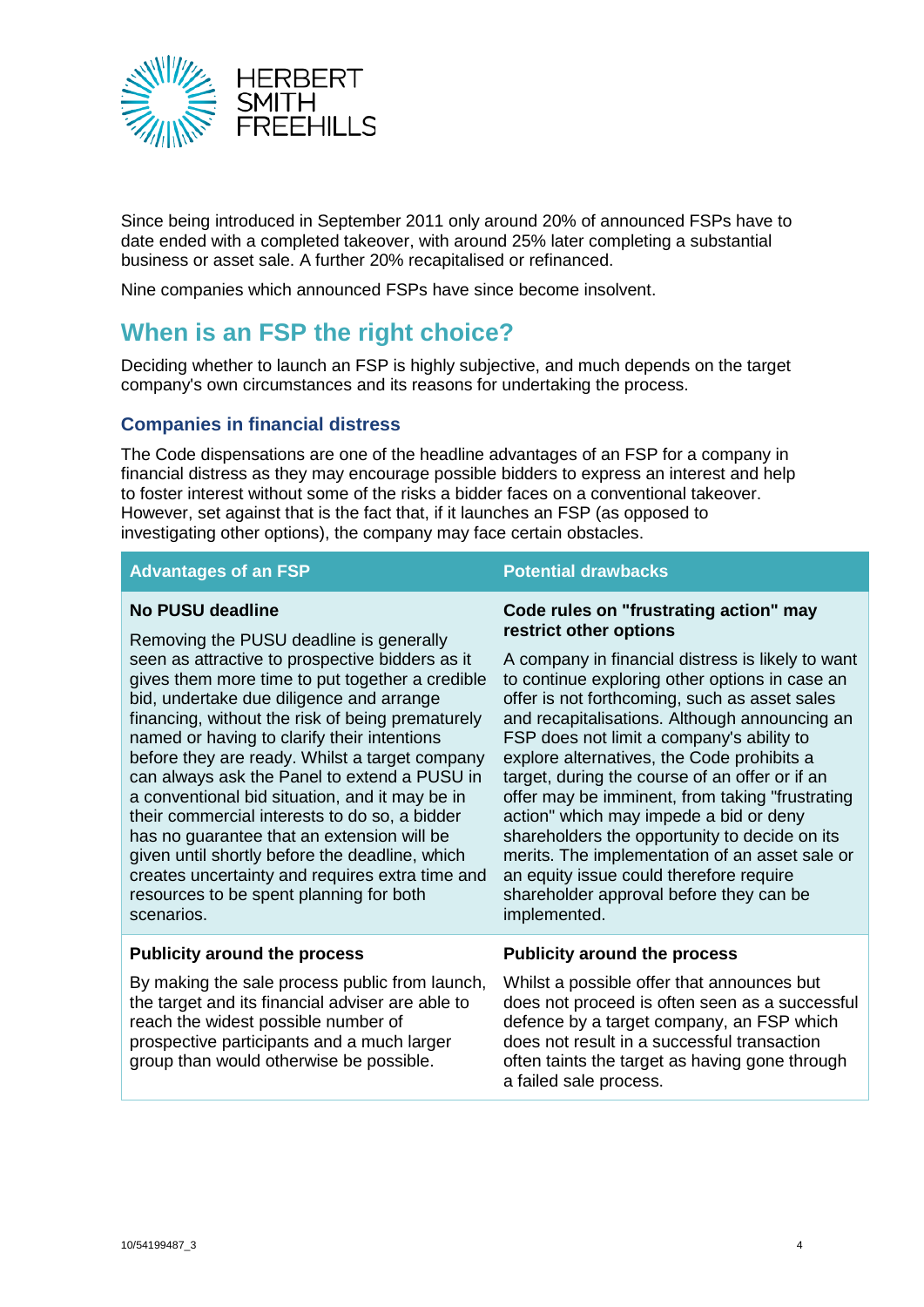Since being introduced in September 2011 only around 20% of announced FSPs have to date ended with a completed takeover, with around 25% later completing a substantial business or asset sale. A further 20% recapitalised or refinanced.

Nine companies which announced FSPs have since become insolvent.

## When is an FSP the right choice?

Deciding whether to launch an FSP is highly subjective, and much depends on the target company's own circumstances and its reasons for undertaking the process.

### Companies in financial distress

The Code dispensations are one of the headline advantages of an FSP for a company in financial distress as they may encourage possible bidders to express an interest and help to foster interest without some of the risks a bidder faces on a conventional takeover. However, set against that is the fact that, if it launches an FSP (as opposed to investigating other options), the company may face certain obstacles.

| Advantages of an FSP | Potential drawbacks |
|---|---|
| **No PUSU deadline**<br><br>Removing the PUSU deadline is generally seen as attractive to prospective bidders as it gives them more time to put together a credible bid, undertake due diligence and arrange financing, without the risk of being prematurely named or having to clarify their intentions before they are ready. Whilst a target company can always ask the Panel to extend a PUSU in a conventional bid situation, and it may be in their commercial interests to do so, a bidder has no guarantee that an extension will be given until shortly before the deadline, which creates uncertainty and requires extra time and resources to be spent planning for both scenarios. | **Code rules on "frustrating action" may restrict other options**<br><br>A company in financial distress is likely to want to continue exploring other options in case an offer is not forthcoming, such as asset sales and recapitalisations. Although announcing an FSP does not limit a company's ability to explore alternatives, the Code prohibits a target, during the course of an offer or if an offer may be imminent, from taking "frustrating action" which may impede a bid or deny shareholders the opportunity to decide on its merits. The implementation of an asset sale or an equity issue could therefore require shareholder approval before they can be implemented. |
| **Publicity around the process**<br><br>By making the sale process public from launch, the target and its financial adviser are able to reach the widest possible number of prospective participants and a much larger group than would otherwise be possible. | **Publicity around the process**<br><br>Whilst a possible offer that announces but does not proceed is often seen as a successful defence by a target company, an FSP which does not result in a successful transaction often taints the target as having gone through a failed sale process. |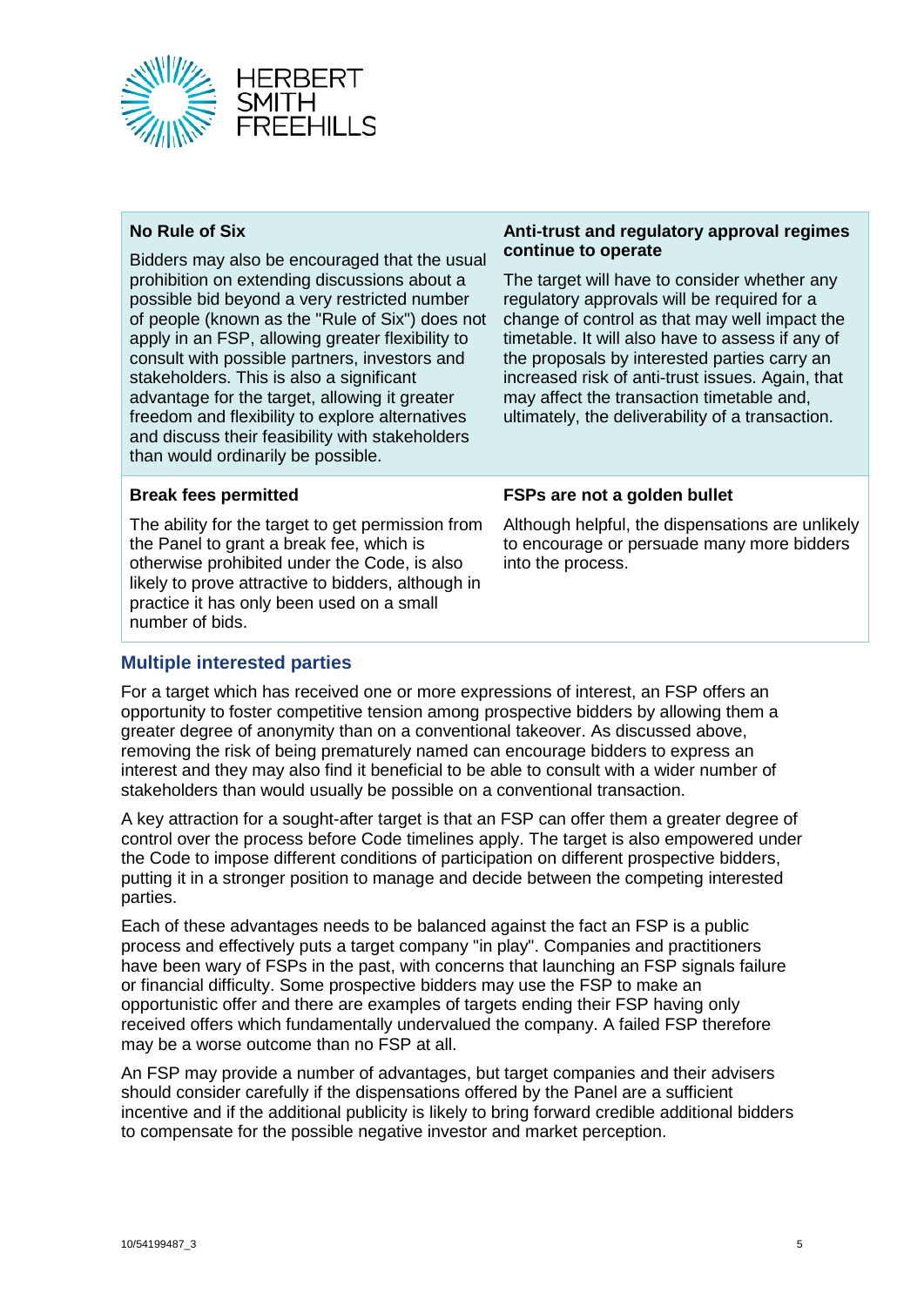#### No Rule of Six

Bidders may also be encouraged that the usual prohibition on extending discussions about a possible bid beyond a very restricted number of people (known as the "Rule of Six") does not apply in an FSP, allowing greater flexibility to consult with possible partners, investors and stakeholders. This is also a significant advantage for the target, allowing it greater freedom and flexibility to explore alternatives and discuss their feasibility with stakeholders than would ordinarily be possible.

#### Anti-trust and regulatory approval regimes continue to operate

The target will have to consider whether any regulatory approvals will be required for a change of control as that may well impact the timetable. It will also have to assess if any of the proposals by interested parties carry an increased risk of anti-trust issues. Again, that may affect the transaction timetable and, ultimately, the deliverability of a transaction.

#### Break fees permitted

The ability for the target to get permission from the Panel to grant a break fee, which is otherwise prohibited under the Code, is also likely to prove attractive to bidders, although in practice it has only been used on a small number of bids.

#### FSPs are not a golden bullet

Although helpful, the dispensations are unlikely to encourage or persuade many more bidders into the process.

## Multiple interested parties

For a target which has received one or more expressions of interest, an FSP offers an opportunity to foster competitive tension among prospective bidders by allowing them a greater degree of anonymity than on a conventional takeover. As discussed above, removing the risk of being prematurely named can encourage bidders to express an interest and they may also find it beneficial to be able to consult with a wider number of stakeholders than would usually be possible on a conventional transaction.

A key attraction for a sought-after target is that an FSP can offer them a greater degree of control over the process before Code timelines apply. The target is also empowered under the Code to impose different conditions of participation on different prospective bidders, putting it in a stronger position to manage and decide between the competing interested parties.

Each of these advantages needs to be balanced against the fact an FSP is a public process and effectively puts a target company "in play". Companies and practitioners have been wary of FSPs in the past, with concerns that launching an FSP signals failure or financial difficulty. Some prospective bidders may use the FSP to make an opportunistic offer and there are examples of targets ending their FSP having only received offers which fundamentally undervalued the company. A failed FSP therefore may be a worse outcome than no FSP at all.

An FSP may provide a number of advantages, but target companies and their advisers should consider carefully if the dispensations offered by the Panel are a sufficient incentive and if the additional publicity is likely to bring forward credible additional bidders to compensate for the possible negative investor and market perception.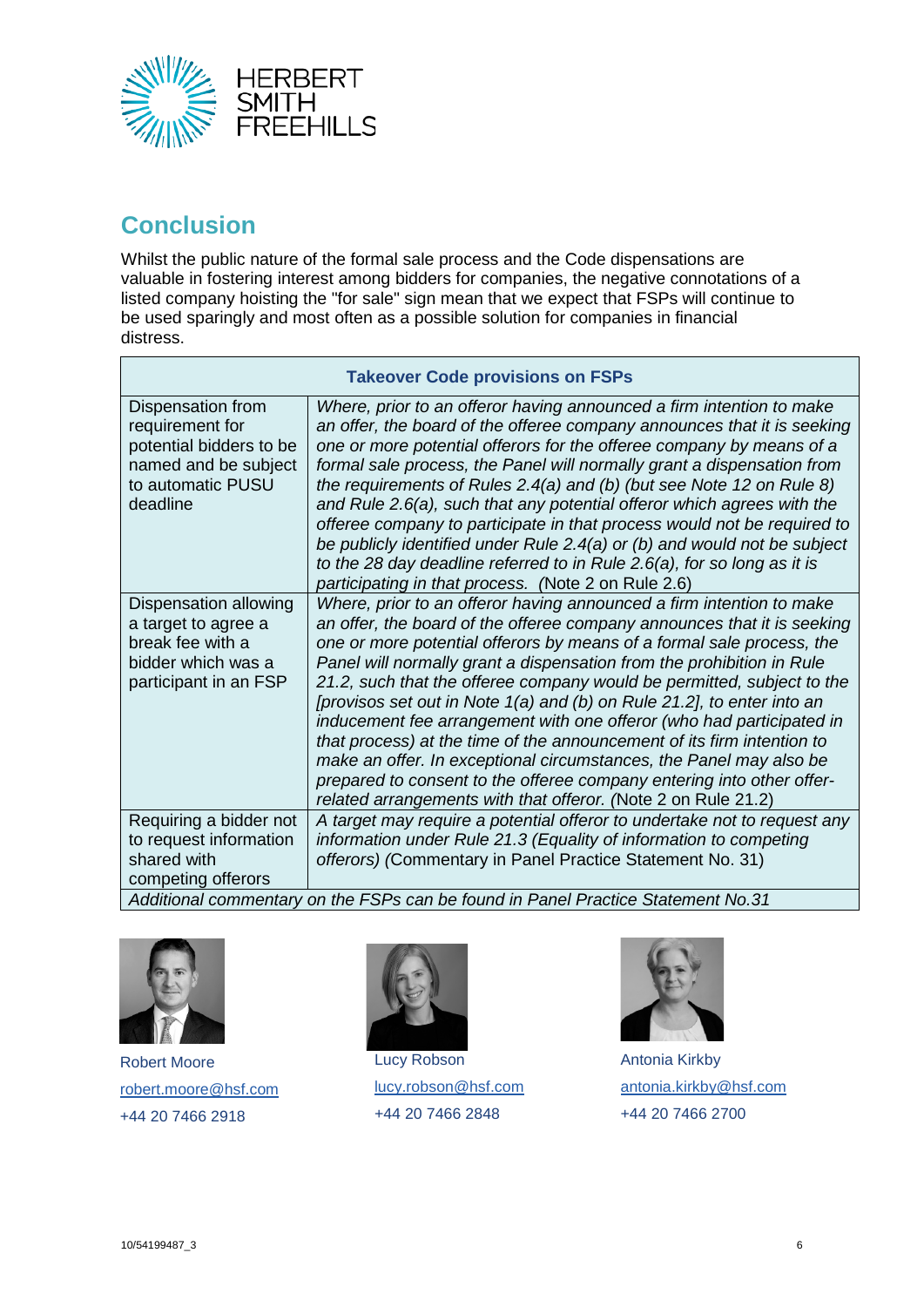## Conclusion

Whilst the public nature of the formal sale process and the Code dispensations are valuable in fostering interest among bidders for companies, the negative connotations of a listed company hoisting the "for sale" sign mean that we expect that FSPs will continue to be used sparingly and most often as a possible solution for companies in financial distress.

| **Takeover Code provisions on FSPs** | |
|---|---|
| Dispensation from requirement for potential bidders to be named and be subject to automatic PUSU deadline | *Where, prior to an offeror having announced a firm intention to make an offer, the board of the offeree company announces that it is seeking one or more potential offerors for the offeree company by means of a formal sale process, the Panel will normally grant a dispensation from the requirements of Rules 2.4(a) and (b) (but see Note 12 on Rule 8) and Rule 2.6(a), such that any potential offeror which agrees with the offeree company to participate in that process would not be required to be publicly identified under Rule 2.4(a) or (b) and would not be subject to the 28 day deadline referred to in Rule 2.6(a), for so long as it is participating in that process.* (Note 2 on Rule 2.6) |
| Dispensation allowing a target to agree a break fee with a bidder which was a participant in an FSP | *Where, prior to an offeror having announced a firm intention to make an offer, the board of the offeree company announces that it is seeking one or more potential offerors by means of a formal sale process, the Panel will normally grant a dispensation from the prohibition in Rule 21.2, such that the offeree company would be permitted, subject to the [provisos set out in Note 1(a) and (b) on Rule 21.2], to enter into an inducement fee arrangement with one offeror (who had participated in that process) at the time of the announcement of its firm intention to make an offer. In exceptional circumstances, the Panel may also be prepared to consent to the offeree company entering into other offer-related arrangements with that offeror.* (Note 2 on Rule 21.2) |
| Requiring a bidder not to request information shared with competing offerors | *A target may require a potential offeror to undertake not to request any information under Rule 21.3 (Equality of information to competing offerors)* (Commentary in Panel Practice Statement No. 31) |
| *Additional commentary on the FSPs can be found in Panel Practice Statement No.31* | |

Robert Moore
robert.moore@hsf.com
+44 20 7466 2918

Lucy Robson
lucy.robson@hsf.com
+44 20 7466 2848

Antonia Kirkby
antonia.kirkby@hsf.com
+44 20 7466 2700

10/54199487_3